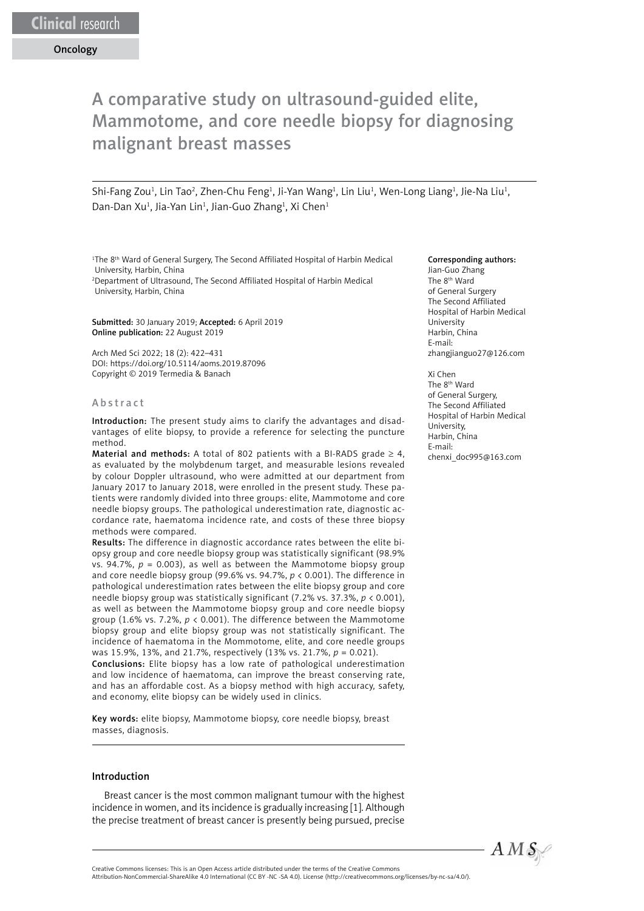Clinical research

Oncology

# A comparative study on ultrasound-guided elite, Mammotome, and core needle biopsy for diagnosing malignant breast masses

Shi-Fang Zou[1], Lin Tao[2], Zhen-Chu Feng[1], Ji-Yan Wang[1], Lin Liu[1], Wen-Long Liang[1], Jie-Na Liu[1], Dan-Dan Xu[1], Jia-Yan Lin[1], Jian-Guo Zhang[1], Xi Chen[1]

[1]The 8th Ward of General Surgery, The Second Affiliated Hospital of Harbin Medical University, Harbin, China
[2]Department of Ultrasound, The Second Affiliated Hospital of Harbin Medical University, Harbin, China

**Submitted:** 30 January 2019; **Accepted:** 6 April 2019
**Online publication:** 22 August 2019

Arch Med Sci 2022; 18 (2): 422–431
DOI: https://doi.org/10.5114/aoms.2019.87096
Copyright © 2019 Termedia & Banach

**Corresponding authors:**
Jian-Guo Zhang
The 8th Ward of General Surgery
The Second Affiliated Hospital of Harbin Medical University
Harbin, China
E-mail: zhangjianguo27@126.com

Xi Chen
The 8th Ward of General Surgery,
The Second Affiliated Hospital of Harbin Medical University,
Harbin, China
E-mail: chenxi_doc995@163.com

## Abstract

**Introduction:** The present study aims to clarify the advantages and disadvantages of elite biopsy, to provide a reference for selecting the puncture method.

**Material and methods:** A total of 802 patients with a BI-RADS grade ≥ 4, as evaluated by the molybdenum target, and measurable lesions revealed by colour Doppler ultrasound, who were admitted at our department from January 2017 to January 2018, were enrolled in the present study. These patients were randomly divided into three groups: elite, Mammotome and core needle biopsy groups. The pathological underestimation rate, diagnostic accordance rate, haematoma incidence rate, and costs of these three biopsy methods were compared.

**Results:** The difference in diagnostic accordance rates between the elite biopsy group and core needle biopsy group was statistically significant (98.9% vs. 94.7%, $p = 0.003$), as well as between the Mammotome biopsy group and core needle biopsy group (99.6% vs. 94.7%, $p < 0.001$). The difference in pathological underestimation rates between the elite biopsy group and core needle biopsy group was statistically significant (7.2% vs. 37.3%, $p < 0.001$), as well as between the Mammotome biopsy group and core needle biopsy group (1.6% vs. 7.2%, $p < 0.001$). The difference between the Mammotome biopsy group and elite biopsy group was not statistically significant. The incidence of haematoma in the Mommotome, elite, and core needle groups was 15.9%, 13%, and 21.7%, respectively (13% vs. 21.7%, $p = 0.021$).

**Conclusions:** Elite biopsy has a low rate of pathological underestimation and low incidence of haematoma, can improve the breast conserving rate, and has an affordable cost. As a biopsy method with high accuracy, safety, and economy, elite biopsy can be widely used in clinics.

**Key words:** elite biopsy, Mammotome biopsy, core needle biopsy, breast masses, diagnosis.

## Introduction

Breast cancer is the most common malignant tumour with the highest incidence in women, and its incidence is gradually increasing [1]. Although the precise treatment of breast cancer is presently being pursued, precise

Creative Commons licenses: This is an Open Access article distributed under the terms of the Creative Commons Attribution-NonCommercial-ShareAlike 4.0 International (CC BY -NC -SA 4.0). License (http://creativecommons.org/licenses/by-nc-sa/4.0/).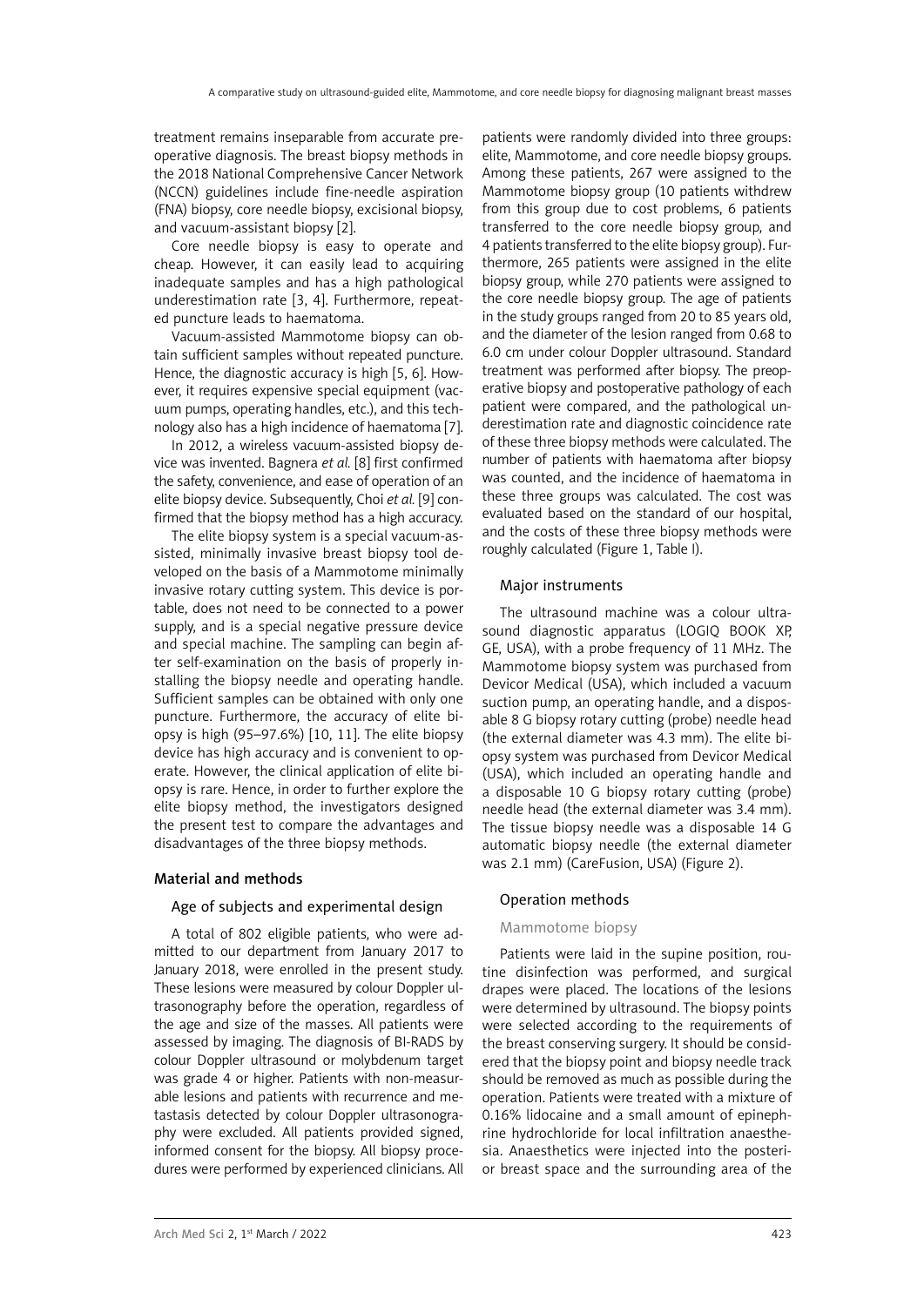treatment remains inseparable from accurate preoperative diagnosis. The breast biopsy methods in the 2018 National Comprehensive Cancer Network (NCCN) guidelines include fine-needle aspiration (FNA) biopsy, core needle biopsy, excisional biopsy, and vacuum-assistant biopsy [2].

Core needle biopsy is easy to operate and cheap. However, it can easily lead to acquiring inadequate samples and has a high pathological underestimation rate [3, 4]. Furthermore, repeated puncture leads to haematoma.

Vacuum-assisted Mammotome biopsy can obtain sufficient samples without repeated puncture. Hence, the diagnostic accuracy is high [5, 6]. However, it requires expensive special equipment (vacuum pumps, operating handles, etc.), and this technology also has a high incidence of haematoma [7].

In 2012, a wireless vacuum-assisted biopsy device was invented. Bagnera *et al.* [8] first confirmed the safety, convenience, and ease of operation of an elite biopsy device. Subsequently, Choi *et al.* [9] confirmed that the biopsy method has a high accuracy.

The elite biopsy system is a special vacuum-assisted, minimally invasive breast biopsy tool developed on the basis of a Mammotome minimally invasive rotary cutting system. This device is portable, does not need to be connected to a power supply, and is a special negative pressure device and special machine. The sampling can begin after self-examination on the basis of properly installing the biopsy needle and operating handle. Sufficient samples can be obtained with only one puncture. Furthermore, the accuracy of elite biopsy is high (95–97.6%) [10, 11]. The elite biopsy device has high accuracy and is convenient to operate. However, the clinical application of elite biopsy is rare. Hence, in order to further explore the elite biopsy method, the investigators designed the present test to compare the advantages and disadvantages of the three biopsy methods.

## Material and methods

### Age of subjects and experimental design

A total of 802 eligible patients, who were admitted to our department from January 2017 to January 2018, were enrolled in the present study. These lesions were measured by colour Doppler ultrasonography before the operation, regardless of the age and size of the masses. All patients were assessed by imaging. The diagnosis of BI-RADS by colour Doppler ultrasound or molybdenum target was grade 4 or higher. Patients with non-measurable lesions and patients with recurrence and metastasis detected by colour Doppler ultrasonography were excluded. All patients provided signed, informed consent for the biopsy. All biopsy procedures were performed by experienced clinicians. All patients were randomly divided into three groups: elite, Mammotome, and core needle biopsy groups. Among these patients, 267 were assigned to the Mammotome biopsy group (10 patients withdrew from this group due to cost problems, 6 patients transferred to the core needle biopsy group, and 4 patients transferred to the elite biopsy group). Furthermore, 265 patients were assigned in the elite biopsy group, while 270 patients were assigned to the core needle biopsy group. The age of patients in the study groups ranged from 20 to 85 years old, and the diameter of the lesion ranged from 0.68 to 6.0 cm under colour Doppler ultrasound. Standard treatment was performed after biopsy. The preoperative biopsy and postoperative pathology of each patient were compared, and the pathological underestimation rate and diagnostic coincidence rate of these three biopsy methods were calculated. The number of patients with haematoma after biopsy was counted, and the incidence of haematoma in these three groups was calculated. The cost was evaluated based on the standard of our hospital, and the costs of these three biopsy methods were roughly calculated (Figure 1, Table I).

### Major instruments

The ultrasound machine was a colour ultrasound diagnostic apparatus (LOGIQ BOOK XP, GE, USA), with a probe frequency of 11 MHz. The Mammotome biopsy system was purchased from Devicor Medical (USA), which included a vacuum suction pump, an operating handle, and a disposable 8 G biopsy rotary cutting (probe) needle head (the external diameter was 4.3 mm). The elite biopsy system was purchased from Devicor Medical (USA), which included an operating handle and a disposable 10 G biopsy rotary cutting (probe) needle head (the external diameter was 3.4 mm). The tissue biopsy needle was a disposable 14 G automatic biopsy needle (the external diameter was 2.1 mm) (CareFusion, USA) (Figure 2).

### Operation methods

#### Mammotome biopsy

Patients were laid in the supine position, routine disinfection was performed, and surgical drapes were placed. The locations of the lesions were determined by ultrasound. The biopsy points were selected according to the requirements of the breast conserving surgery. It should be considered that the biopsy point and biopsy needle track should be removed as much as possible during the operation. Patients were treated with a mixture of 0.16% lidocaine and a small amount of epinephrine hydrochloride for local infiltration anaesthesia. Anaesthetics were injected into the posterior breast space and the surrounding area of the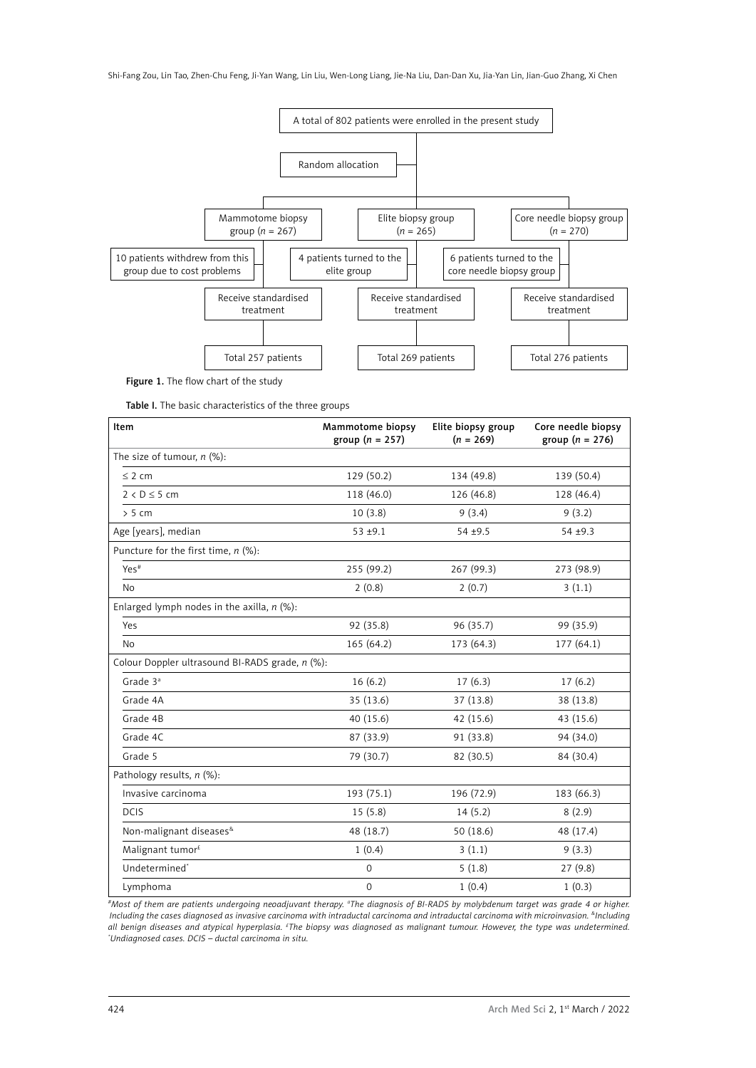A total of 802 patients were enrolled in the present study

Random allocation

| Mammotome biopsy group ($n$ = 267) | Elite biopsy group ($n$ = 265) | Core needle biopsy group ($n$ = 270) |
|---|---|---|
| 10 patients withdrew from this group due to cost problems | 4 patients turned to the elite group | 6 patients turned to the core needle biopsy group |
| Receive standardised treatment | Receive standardised treatment | Receive standardised treatment |
| Total 257 patients | Total 269 patients | Total 276 patients |

**Figure 1.** The flow chart of the study

**Table I.** The basic characteristics of the three groups

| Item | Mammotome biopsy group ($n$ = 257) | Elite biopsy group ($n$ = 269) | Core needle biopsy group ($n$ = 276) |
|---|---|---|---|
| The size of tumour, $n$ (%): | | | |
| ≤ 2 cm | 129 (50.2) | 134 (49.8) | 139 (50.4) |
| 2 < D ≤ 5 cm | 118 (46.0) | 126 (46.8) | 128 (46.4) |
| > 5 cm | 10 (3.8) | 9 (3.4) | 9 (3.2) |
| Age [years], median | 53 ±9.1 | 54 ±9.5 | 54 ±9.3 |
| Puncture for the first time, $n$ (%): | | | |
| Yes[#] | 255 (99.2) | 267 (99.3) | 273 (98.9) |
| No | 2 (0.8) | 2 (0.7) | 3 (1.1) |
| Enlarged lymph nodes in the axilla, $n$ (%): | | | |
| Yes | 92 (35.8) | 96 (35.7) | 99 (35.9) |
| No | 165 (64.2) | 173 (64.3) | 177 (64.1) |
| Colour Doppler ultrasound BI-RADS grade, $n$ (%): | | | |
| Grade 3[a] | 16 (6.2) | 17 (6.3) | 17 (6.2) |
| Grade 4A | 35 (13.6) | 37 (13.8) | 38 (13.8) |
| Grade 4B | 40 (15.6) | 42 (15.6) | 43 (15.6) |
| Grade 4C | 87 (33.9) | 91 (33.8) | 94 (34.0) |
| Grade 5 | 79 (30.7) | 82 (30.5) | 84 (30.4) |
| Pathology results, $n$ (%): | | | |
| Invasive carcinoma | 193 (75.1) | 196 (72.9) | 183 (66.3) |
| DCIS | 15 (5.8) | 14 (5.2) | 8 (2.9) |
| Non-malignant diseases[&] | 48 (18.7) | 50 (18.6) | 48 (17.4) |
| Malignant tumor[£] | 1 (0.4) | 3 (1.1) | 9 (3.3) |
| Undetermined[*] | 0 | 5 (1.8) | 27 (9.8) |
| Lymphoma | 0 | 1 (0.4) | 1 (0.3) |

*[#]Most of them are patients undergoing neoadjuvant therapy. [a]The diagnosis of BI-RADS by molybdenum target was grade 4 or higher. Including the cases diagnosed as invasive carcinoma with intraductal carcinoma and intraductal carcinoma with microinvasion. [&]Including all benign diseases and atypical hyperplasia. [£]The biopsy was diagnosed as malignant tumour. However, the type was undetermined. [*]Undiagnosed cases. DCIS – ductal carcinoma in situ.*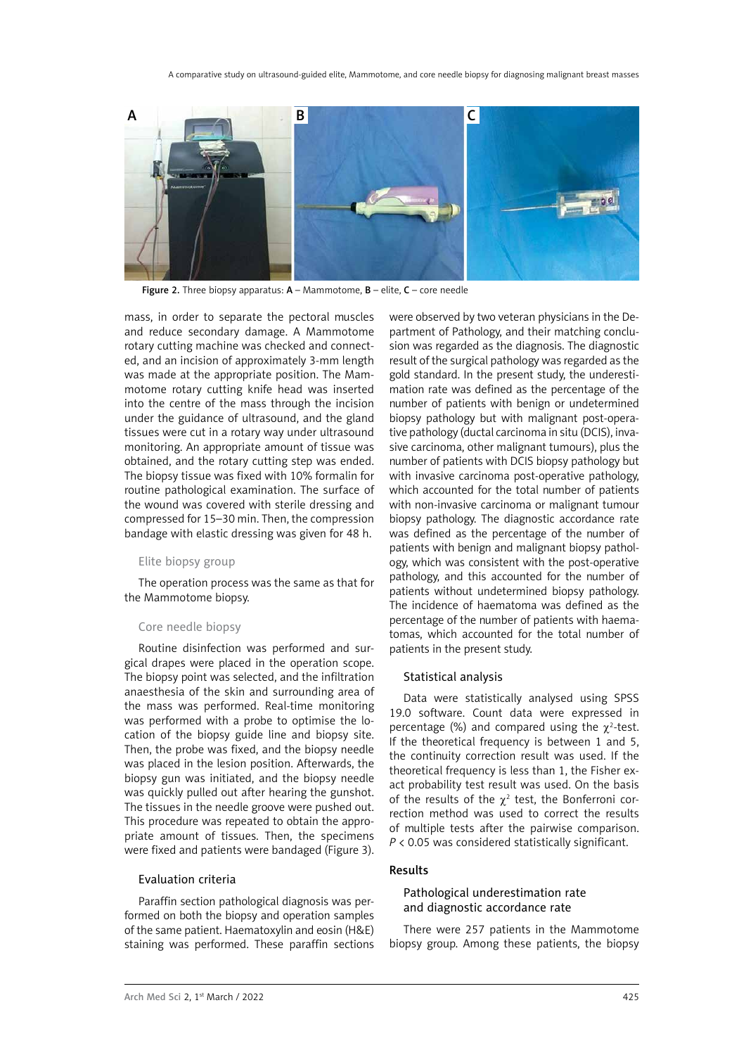Figure 2. Three biopsy apparatus: A – Mammotome, B – elite, C – core needle

mass, in order to separate the pectoral muscles and reduce secondary damage. A Mammotome rotary cutting machine was checked and connected, and an incision of approximately 3-mm length was made at the appropriate position. The Mammotome rotary cutting knife head was inserted into the centre of the mass through the incision under the guidance of ultrasound, and the gland tissues were cut in a rotary way under ultrasound monitoring. An appropriate amount of tissue was obtained, and the rotary cutting step was ended. The biopsy tissue was fixed with 10% formalin for routine pathological examination. The surface of the wound was covered with sterile dressing and compressed for 15–30 min. Then, the compression bandage with elastic dressing was given for 48 h.

#### Elite biopsy group

The operation process was the same as that for the Mammotome biopsy.

#### Core needle biopsy

Routine disinfection was performed and surgical drapes were placed in the operation scope. The biopsy point was selected, and the infiltration anaesthesia of the skin and surrounding area of the mass was performed. Real-time monitoring was performed with a probe to optimise the location of the biopsy guide line and biopsy site. Then, the probe was fixed, and the biopsy needle was placed in the lesion position. Afterwards, the biopsy gun was initiated, and the biopsy needle was quickly pulled out after hearing the gunshot. The tissues in the needle groove were pushed out. This procedure was repeated to obtain the appropriate amount of tissues. Then, the specimens were fixed and patients were bandaged (Figure 3).

### Evaluation criteria

Paraffin section pathological diagnosis was performed on both the biopsy and operation samples of the same patient. Haematoxylin and eosin (H&E) staining was performed. These paraffin sections were observed by two veteran physicians in the Department of Pathology, and their matching conclusion was regarded as the diagnosis. The diagnostic result of the surgical pathology was regarded as the gold standard. In the present study, the underestimation rate was defined as the percentage of the number of patients with benign or undetermined biopsy pathology but with malignant post-operative pathology (ductal carcinoma in situ (DCIS), invasive carcinoma, other malignant tumours), plus the number of patients with DCIS biopsy pathology but with invasive carcinoma post-operative pathology, which accounted for the total number of patients with non-invasive carcinoma or malignant tumour biopsy pathology. The diagnostic accordance rate was defined as the percentage of the number of patients with benign and malignant biopsy pathology, which was consistent with the post-operative pathology, and this accounted for the total number of patients without undetermined biopsy pathology. The incidence of haematoma was defined as the percentage of the number of patients with haematomas, which accounted for the total number of patients in the present study.

### Statistical analysis

Data were statistically analysed using SPSS 19.0 software. Count data were expressed in percentage (%) and compared using the $\chi^2$-test. If the theoretical frequency is between 1 and 5, the continuity correction result was used. If the theoretical frequency is less than 1, the Fisher exact probability test result was used. On the basis of the results of the $\chi^2$ test, the Bonferroni correction method was used to correct the results of multiple tests after the pairwise comparison. $P < 0.05$ was considered statistically significant.

## Results

### Pathological underestimation rate and diagnostic accordance rate

There were 257 patients in the Mammotome biopsy group. Among these patients, the biopsy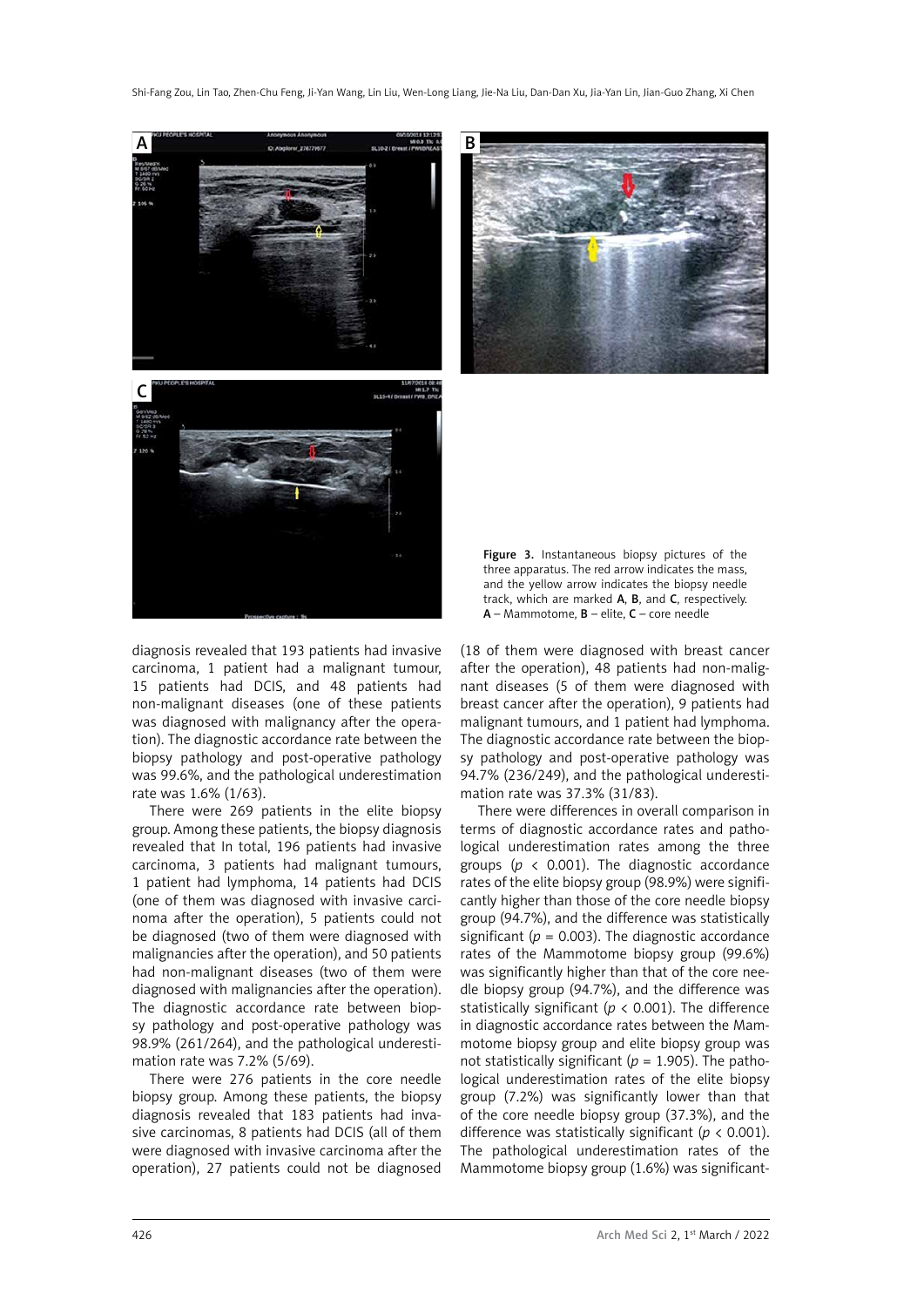Figure 3. Instantaneous biopsy pictures of the three apparatus. The red arrow indicates the mass, and the yellow arrow indicates the biopsy needle track, which are marked **A**, **B**, and **C**, respectively. **A** – Mammotome, **B** – elite, **C** – core needle

diagnosis revealed that 193 patients had invasive carcinoma, 1 patient had a malignant tumour, 15 patients had DCIS, and 48 patients had non-malignant diseases (one of these patients was diagnosed with malignancy after the operation). The diagnostic accordance rate between the biopsy pathology and post-operative pathology was 99.6%, and the pathological underestimation rate was 1.6% (1/63).

There were 269 patients in the elite biopsy group. Among these patients, the biopsy diagnosis revealed that In total, 196 patients had invasive carcinoma, 3 patients had malignant tumours, 1 patient had lymphoma, 14 patients had DCIS (one of them was diagnosed with invasive carcinoma after the operation), 5 patients could not be diagnosed (two of them were diagnosed with malignancies after the operation), and 50 patients had non-malignant diseases (two of them were diagnosed with malignancies after the operation). The diagnostic accordance rate between biopsy pathology and post-operative pathology was 98.9% (261/264), and the pathological underestimation rate was 7.2% (5/69).

There were 276 patients in the core needle biopsy group. Among these patients, the biopsy diagnosis revealed that 183 patients had invasive carcinomas, 8 patients had DCIS (all of them were diagnosed with invasive carcinoma after the operation), 27 patients could not be diagnosed (18 of them were diagnosed with breast cancer after the operation), 48 patients had non-malignant diseases (5 of them were diagnosed with breast cancer after the operation), 9 patients had malignant tumours, and 1 patient had lymphoma. The diagnostic accordance rate between the biopsy pathology and post-operative pathology was 94.7% (236/249), and the pathological underestimation rate was 37.3% (31/83).

There were differences in overall comparison in terms of diagnostic accordance rates and pathological underestimation rates among the three groups ($p < 0.001$). The diagnostic accordance rates of the elite biopsy group (98.9%) were significantly higher than those of the core needle biopsy group (94.7%), and the difference was statistically significant ($p = 0.003$). The diagnostic accordance rates of the Mammotome biopsy group (99.6%) was significantly higher than that of the core needle biopsy group (94.7%), and the difference was statistically significant ($p < 0.001$). The difference in diagnostic accordance rates between the Mammotome biopsy group and elite biopsy group was not statistically significant ($p = 1.905$). The pathological underestimation rates of the elite biopsy group (7.2%) was significantly lower than that of the core needle biopsy group (37.3%), and the difference was statistically significant ($p < 0.001$). The pathological underestimation rates of the Mammotome biopsy group (1.6%) was significant-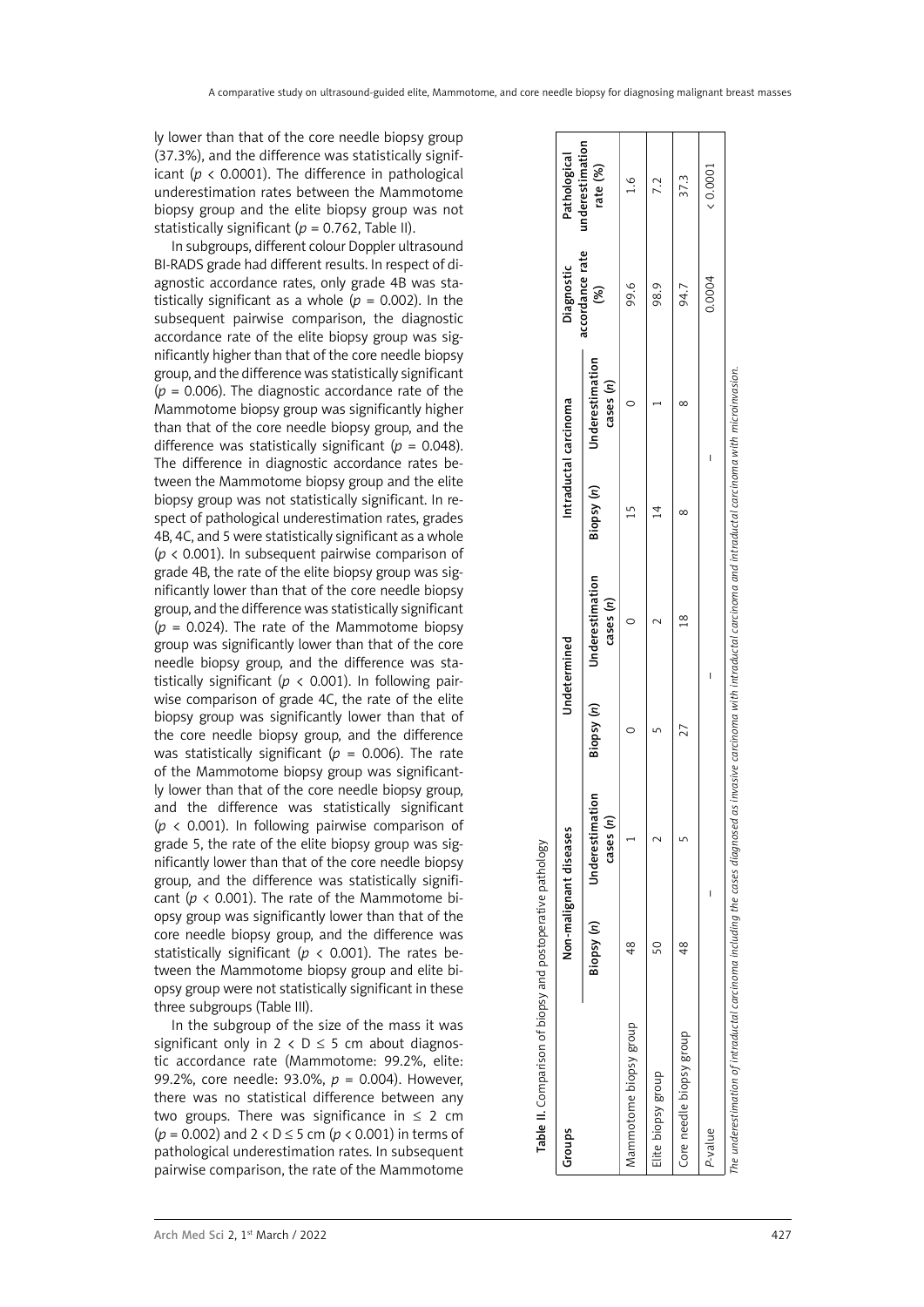ly lower than that of the core needle biopsy group (37.3%), and the difference was statistically significant ($p < 0.0001$). The difference in pathological underestimation rates between the Mammotome biopsy group and the elite biopsy group was not statistically significant ($p = 0.762$, Table II).

In subgroups, different colour Doppler ultrasound BI-RADS grade had different results. In respect of diagnostic accordance rates, only grade 4B was statistically significant as a whole ($p = 0.002$). In the subsequent pairwise comparison, the diagnostic accordance rate of the elite biopsy group was significantly higher than that of the core needle biopsy group, and the difference was statistically significant ($p = 0.006$). The diagnostic accordance rate of the Mammotome biopsy group was significantly higher than that of the core needle biopsy group, and the difference was statistically significant ($p = 0.048$). The difference in diagnostic accordance rates between the Mammotome biopsy group and the elite biopsy group was not statistically significant. In respect of pathological underestimation rates, grades 4B, 4C, and 5 were statistically significant as a whole ($p < 0.001$). In subsequent pairwise comparison of grade 4B, the rate of the elite biopsy group was significantly lower than that of the core needle biopsy group, and the difference was statistically significant ($p = 0.024$). The rate of the Mammotome biopsy group was significantly lower than that of the core needle biopsy group, and the difference was statistically significant ($p < 0.001$). In following pairwise comparison of grade 4C, the rate of the elite biopsy group was significantly lower than that of the core needle biopsy group, and the difference was statistically significant ($p = 0.006$). The rate of the Mammotome biopsy group was significantly lower than that of the core needle biopsy group, and the difference was statistically significant ($p < 0.001$). In following pairwise comparison of grade 5, the rate of the elite biopsy group was significantly lower than that of the core needle biopsy group, and the difference was statistically significant ($p < 0.001$). The rate of the Mammotome biopsy group was significantly lower than that of the core needle biopsy group, and the difference was statistically significant ($p < 0.001$). The rates between the Mammotome biopsy group and elite biopsy group were not statistically significant in these three subgroups (Table III).

In the subgroup of the size of the mass it was significant only in $2 < D \leq 5$ cm about diagnostic accordance rate (Mammotome: 99.2%, elite: 99.2%, core needle: 93.0%, $p = 0.004$). However, there was no statistical difference between any two groups. There was significance in $\leq 2$ cm ($p = 0.002$) and $2 < D \leq 5$ cm ($p < 0.001$) in terms of pathological underestimation rates. In subsequent pairwise comparison, the rate of the Mammotome

**Table II.** Comparison of biopsy and postoperative pathology

| Groups | Non-malignant diseases | | Undetermined | | Intraductal carcinoma | | Diagnostic accordance rate (%) | Pathological underestimation rate (%) |
|---|---|---|---|---|---|---|---|---|
| | Biopsy (n) | Underestimation cases (n) | Biopsy (n) | Underestimation cases (n) | Biopsy (n) | Underestimation cases (n) | | |
| Mammotome biopsy group | 48 | 1 | 0 | 0 | 15 | 0 | 99.6 | 1.6 |
| Elite biopsy group | 50 | 2 | 5 | 2 | 14 | 1 | 98.9 | 7.2 |
| Core needle biopsy group | 48 | 5 | 27 | 18 | 8 | 8 | 94.7 | 37.3 |
| P-value | – | | – | | – | | 0.0004 | < 0.0001 |

*The underestimation of intraductal carcinoma including the cases diagnosed as invasive carcinoma with intraductal carcinoma and intraductal carcinoma with microinvasion.*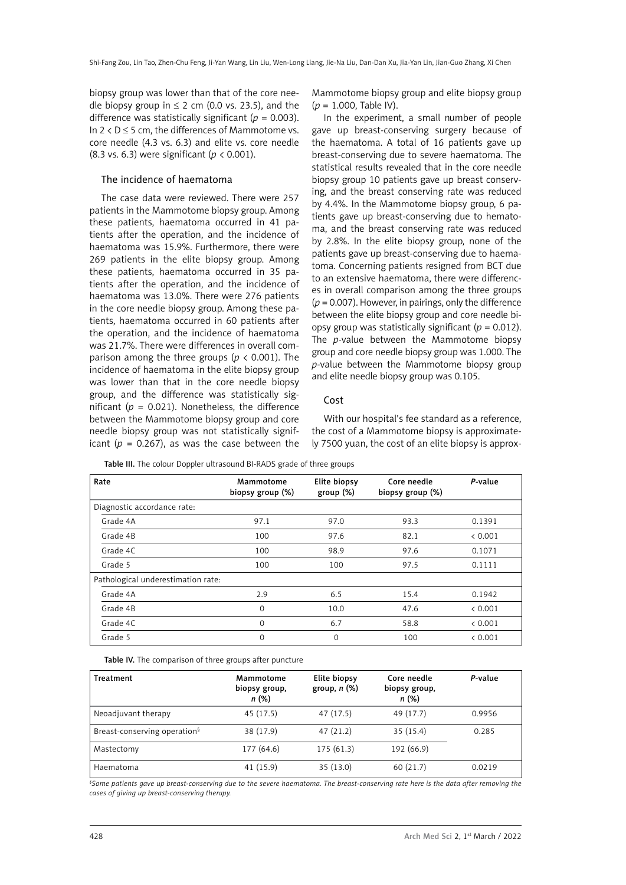biopsy group was lower than that of the core needle biopsy group in ≤ 2 cm (0.0 vs. 23.5), and the difference was statistically significant ($p = 0.003$). In $2 < D \leq 5$ cm, the differences of Mammotome vs. core needle (4.3 vs. 6.3) and elite vs. core needle (8.3 vs. 6.3) were significant ($p < 0.001$).

### The incidence of haematoma

The case data were reviewed. There were 257 patients in the Mammotome biopsy group. Among these patients, haematoma occurred in 41 patients after the operation, and the incidence of haematoma was 15.9%. Furthermore, there were 269 patients in the elite biopsy group. Among these patients, haematoma occurred in 35 patients after the operation, and the incidence of haematoma was 13.0%. There were 276 patients in the core needle biopsy group. Among these patients, haematoma occurred in 60 patients after the operation, and the incidence of haematoma was 21.7%. There were differences in overall comparison among the three groups ($p < 0.001$). The incidence of haematoma in the elite biopsy group was lower than that in the core needle biopsy group, and the difference was statistically significant ($p = 0.021$). Nonetheless, the difference between the Mammotome biopsy group and core needle biopsy group was not statistically significant ($p = 0.267$), as was the case between the Mammotome biopsy group and elite biopsy group ($p = 1.000$, Table IV).

In the experiment, a small number of people gave up breast-conserving surgery because of the haematoma. A total of 16 patients gave up breast-conserving due to severe haematoma. The statistical results revealed that in the core needle biopsy group 10 patients gave up breast conserving, and the breast conserving rate was reduced by 4.4%. In the Mammotome biopsy group, 6 patients gave up breast-conserving due to hematoma, and the breast conserving rate was reduced by 2.8%. In the elite biopsy group, none of the patients gave up breast-conserving due to haematoma. Concerning patients resigned from BCT due to an extensive haematoma, there were differences in overall comparison among the three groups ($p = 0.007$). However, in pairings, only the difference between the elite biopsy group and core needle biopsy group was statistically significant ($p = 0.012$). The $p$-value between the Mammotome biopsy group and core needle biopsy group was 1.000. The $p$-value between the Mammotome biopsy group and elite needle biopsy was 0.105.

### Cost

With our hospital's fee standard as a reference, the cost of a Mammotome biopsy is approximately 7500 yuan, the cost of an elite biopsy is approx-

**Table III.** The colour Doppler ultrasound BI-RADS grade of three groups

| Rate | Mammotome biopsy group (%) | Elite biopsy group (%) | Core needle biopsy group (%) | $P$-value |
|---|---|---|---|---|
| Diagnostic accordance rate: | | | | |
| Grade 4A | 97.1 | 97.0 | 93.3 | 0.1391 |
| Grade 4B | 100 | 97.6 | 82.1 | < 0.001 |
| Grade 4C | 100 | 98.9 | 97.6 | 0.1071 |
| Grade 5 | 100 | 100 | 97.5 | 0.1111 |
| Pathological underestimation rate: | | | | |
| Grade 4A | 2.9 | 6.5 | 15.4 | 0.1942 |
| Grade 4B | 0 | 10.0 | 47.6 | < 0.001 |
| Grade 4C | 0 | 6.7 | 58.8 | < 0.001 |
| Grade 5 | 0 | 0 | 100 | < 0.001 |

**Table IV.** The comparison of three groups after puncture

| Treatment | Mammotome biopsy group, $n$ (%) | Elite biopsy group, $n$ (%) | Core needle biopsy group, $n$ (%) | $P$-value |
|---|---|---|---|---|
| Neoadjuvant therapy | 45 (17.5) | 47 (17.5) | 49 (17.7) | 0.9956 |
| Breast-conserving operation§ | 38 (17.9) | 47 (21.2) | 35 (15.4) | 0.285 |
| Mastectomy | 177 (64.6) | 175 (61.3) | 192 (66.9) | |
| Haematoma | 41 (15.9) | 35 (13.0) | 60 (21.7) | 0.0219 |

*§Some patients gave up breast-conserving due to the severe haematoma. The breast-conserving rate here is the data after removing the cases of giving up breast-conserving therapy.*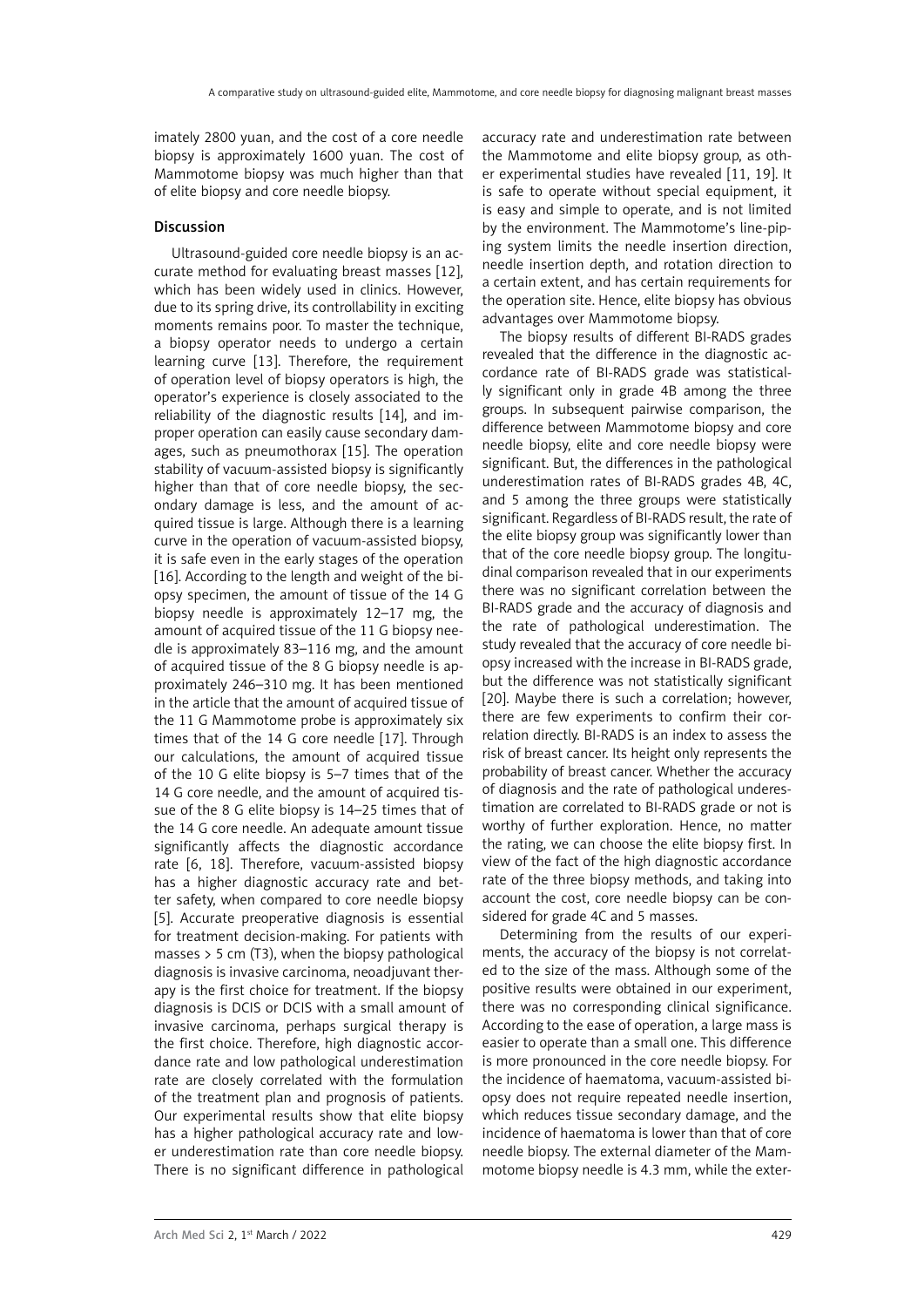imately 2800 yuan, and the cost of a core needle biopsy is approximately 1600 yuan. The cost of Mammotome biopsy was much higher than that of elite biopsy and core needle biopsy.

## Discussion

Ultrasound-guided core needle biopsy is an accurate method for evaluating breast masses [12], which has been widely used in clinics. However, due to its spring drive, its controllability in exciting moments remains poor. To master the technique, a biopsy operator needs to undergo a certain learning curve [13]. Therefore, the requirement of operation level of biopsy operators is high, the operator's experience is closely associated to the reliability of the diagnostic results [14], and improper operation can easily cause secondary damages, such as pneumothorax [15]. The operation stability of vacuum-assisted biopsy is significantly higher than that of core needle biopsy, the secondary damage is less, and the amount of acquired tissue is large. Although there is a learning curve in the operation of vacuum-assisted biopsy, it is safe even in the early stages of the operation [16]. According to the length and weight of the biopsy specimen, the amount of tissue of the 14 G biopsy needle is approximately 12–17 mg, the amount of acquired tissue of the 11 G biopsy needle is approximately 83–116 mg, and the amount of acquired tissue of the 8 G biopsy needle is approximately 246–310 mg. It has been mentioned in the article that the amount of acquired tissue of the 11 G Mammotome probe is approximately six times that of the 14 G core needle [17]. Through our calculations, the amount of acquired tissue of the 10 G elite biopsy is 5–7 times that of the 14 G core needle, and the amount of acquired tissue of the 8 G elite biopsy is 14–25 times that of the 14 G core needle. An adequate amount tissue significantly affects the diagnostic accordance rate [6, 18]. Therefore, vacuum-assisted biopsy has a higher diagnostic accuracy rate and better safety, when compared to core needle biopsy [5]. Accurate preoperative diagnosis is essential for treatment decision-making. For patients with masses > 5 cm (T3), when the biopsy pathological diagnosis is invasive carcinoma, neoadjuvant therapy is the first choice for treatment. If the biopsy diagnosis is DCIS or DCIS with a small amount of invasive carcinoma, perhaps surgical therapy is the first choice. Therefore, high diagnostic accordance rate and low pathological underestimation rate are closely correlated with the formulation of the treatment plan and prognosis of patients. Our experimental results show that elite biopsy has a higher pathological accuracy rate and lower underestimation rate than core needle biopsy. There is no significant difference in pathological accuracy rate and underestimation rate between the Mammotome and elite biopsy group, as other experimental studies have revealed [11, 19]. It is safe to operate without special equipment, it is easy and simple to operate, and is not limited by the environment. The Mammotome's line-piping system limits the needle insertion direction, needle insertion depth, and rotation direction to a certain extent, and has certain requirements for the operation site. Hence, elite biopsy has obvious advantages over Mammotome biopsy.

The biopsy results of different BI-RADS grades revealed that the difference in the diagnostic accordance rate of BI-RADS grade was statistically significant only in grade 4B among the three groups. In subsequent pairwise comparison, the difference between Mammotome biopsy and core needle biopsy, elite and core needle biopsy were significant. But, the differences in the pathological underestimation rates of BI-RADS grades 4B, 4C, and 5 among the three groups were statistically significant. Regardless of BI-RADS result, the rate of the elite biopsy group was significantly lower than that of the core needle biopsy group. The longitudinal comparison revealed that in our experiments there was no significant correlation between the BI-RADS grade and the accuracy of diagnosis and the rate of pathological underestimation. The study revealed that the accuracy of core needle biopsy increased with the increase in BI-RADS grade, but the difference was not statistically significant [20]. Maybe there is such a correlation; however, there are few experiments to confirm their correlation directly. BI-RADS is an index to assess the risk of breast cancer. Its height only represents the probability of breast cancer. Whether the accuracy of diagnosis and the rate of pathological underestimation are correlated to BI-RADS grade or not is worthy of further exploration. Hence, no matter the rating, we can choose the elite biopsy first. In view of the fact of the high diagnostic accordance rate of the three biopsy methods, and taking into account the cost, core needle biopsy can be considered for grade 4C and 5 masses.

Determining from the results of our experiments, the accuracy of the biopsy is not correlated to the size of the mass. Although some of the positive results were obtained in our experiment, there was no corresponding clinical significance. According to the ease of operation, a large mass is easier to operate than a small one. This difference is more pronounced in the core needle biopsy. For the incidence of haematoma, vacuum-assisted biopsy does not require repeated needle insertion, which reduces tissue secondary damage, and the incidence of haematoma is lower than that of core needle biopsy. The external diameter of the Mammotome biopsy needle is 4.3 mm, while the exter-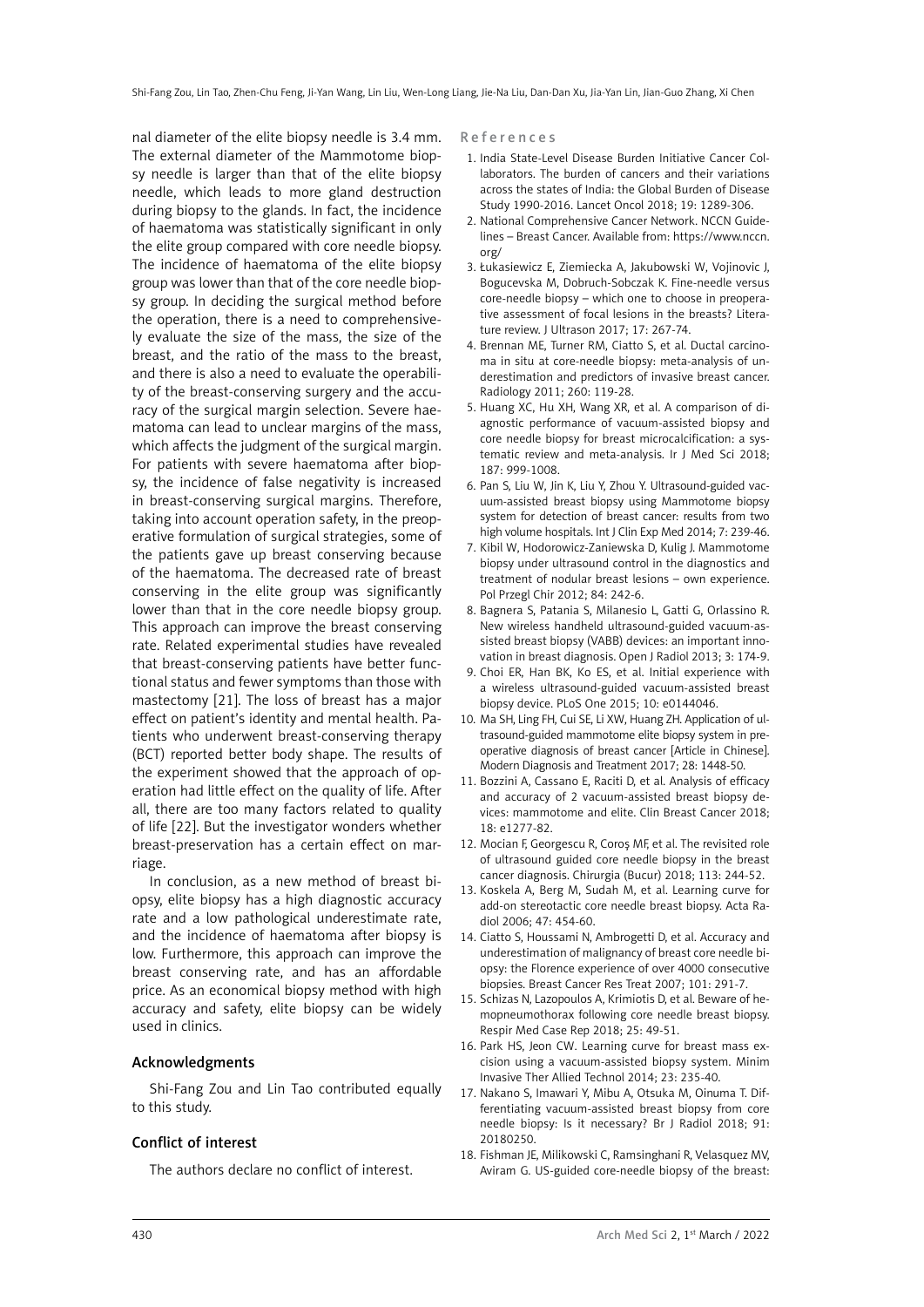nal diameter of the elite biopsy needle is 3.4 mm. The external diameter of the Mammotome biopsy needle is larger than that of the elite biopsy needle, which leads to more gland destruction during biopsy to the glands. In fact, the incidence of haematoma was statistically significant in only the elite group compared with core needle biopsy. The incidence of haematoma of the elite biopsy group was lower than that of the core needle biopsy group. In deciding the surgical method before the operation, there is a need to comprehensively evaluate the size of the mass, the size of the breast, and the ratio of the mass to the breast, and there is also a need to evaluate the operability of the breast-conserving surgery and the accuracy of the surgical margin selection. Severe haematoma can lead to unclear margins of the mass, which affects the judgment of the surgical margin. For patients with severe haematoma after biopsy, the incidence of false negativity is increased in breast-conserving surgical margins. Therefore, taking into account operation safety, in the preoperative formulation of surgical strategies, some of the patients gave up breast conserving because of the haematoma. The decreased rate of breast conserving in the elite group was significantly lower than that in the core needle biopsy group. This approach can improve the breast conserving rate. Related experimental studies have revealed that breast-conserving patients have better functional status and fewer symptoms than those with mastectomy [21]. The loss of breast has a major effect on patient's identity and mental health. Patients who underwent breast-conserving therapy (BCT) reported better body shape. The results of the experiment showed that the approach of operation had little effect on the quality of life. After all, there are too many factors related to quality of life [22]. But the investigator wonders whether breast-preservation has a certain effect on marriage.

In conclusion, as a new method of breast biopsy, elite biopsy has a high diagnostic accuracy rate and a low pathological underestimate rate, and the incidence of haematoma after biopsy is low. Furthermore, this approach can improve the breast conserving rate, and has an affordable price. As an economical biopsy method with high accuracy and safety, elite biopsy can be widely used in clinics.

## Acknowledgments

Shi-Fang Zou and Lin Tao contributed equally to this study.

## Conflict of interest

The authors declare no conflict of interest.

## References

1. India State-Level Disease Burden Initiative Cancer Collaborators. The burden of cancers and their variations across the states of India: the Global Burden of Disease Study 1990-2016. Lancet Oncol 2018; 19: 1289-306.
2. National Comprehensive Cancer Network. NCCN Guidelines – Breast Cancer. Available from: https://www.nccn.org/
3. Łukasiewicz E, Ziemiecka A, Jakubowski W, Vojinovic J, Bogucevska M, Dobruch-Sobczak K. Fine-needle versus core-needle biopsy – which one to choose in preoperative assessment of focal lesions in the breasts? Literature review. J Ultrason 2017; 17: 267-74.
4. Brennan ME, Turner RM, Ciatto S, et al. Ductal carcinoma in situ at core-needle biopsy: meta-analysis of underestimation and predictors of invasive breast cancer. Radiology 2011; 260: 119-28.
5. Huang XC, Hu XH, Wang XR, et al. A comparison of diagnostic performance of vacuum-assisted biopsy and core needle biopsy for breast microcalcification: a systematic review and meta-analysis. Ir J Med Sci 2018; 187: 999-1008.
6. Pan S, Liu W, Jin K, Liu Y, Zhou Y. Ultrasound-guided vacuum-assisted breast biopsy using Mammotome biopsy system for detection of breast cancer: results from two high volume hospitals. Int J Clin Exp Med 2014; 7: 239-46.
7. Kibil W, Hodorowicz-Zaniewska D, Kulig J. Mammotome biopsy under ultrasound control in the diagnostics and treatment of nodular breast lesions – own experience. Pol Przegl Chir 2012; 84: 242-6.
8. Bagnera S, Patania S, Milanesio L, Gatti G, Orlassino R. New wireless handheld ultrasound-guided vacuum-assisted breast biopsy (VABB) devices: an important innovation in breast diagnosis. Open J Radiol 2013; 3: 174-9.
9. Choi ER, Han BK, Ko ES, et al. Initial experience with a wireless ultrasound-guided vacuum-assisted breast biopsy device. PLoS One 2015; 10: e0144046.
10. Ma SH, Ling FH, Cui SE, Li XW, Huang ZH. Application of ultrasound-guided mammotome elite biopsy system in preoperative diagnosis of breast cancer [Article in Chinese]. Modern Diagnosis and Treatment 2017; 28: 1448-50.
11. Bozzini A, Cassano E, Raciti D, et al. Analysis of efficacy and accuracy of 2 vacuum-assisted breast biopsy devices: mammotome and elite. Clin Breast Cancer 2018; 18: e1277-82.
12. Mocian F, Georgescu R, Coroş MF, et al. The revisited role of ultrasound guided core needle biopsy in the breast cancer diagnosis. Chirurgia (Bucur) 2018; 113: 244-52.
13. Koskela A, Berg M, Sudah M, et al. Learning curve for add-on stereotactic core needle breast biopsy. Acta Radiol 2006; 47: 454-60.
14. Ciatto S, Houssami N, Ambrogetti D, et al. Accuracy and underestimation of malignancy of breast core needle biopsy: the Florence experience of over 4000 consecutive biopsies. Breast Cancer Res Treat 2007; 101: 291-7.
15. Schizas N, Lazopoulos A, Krimiotis D, et al. Beware of hemopneumothorax following core needle breast biopsy. Respir Med Case Rep 2018; 25: 49-51.
16. Park HS, Jeon CW. Learning curve for breast mass excision using a vacuum-assisted biopsy system. Minim Invasive Ther Allied Technol 2014; 23: 235-40.
17. Nakano S, Imawari Y, Mibu A, Otsuka M, Oinuma T. Differentiating vacuum-assisted breast biopsy from core needle biopsy: Is it necessary? Br J Radiol 2018; 91: 20180250.
18. Fishman JE, Milikowski C, Ramsinghani R, Velasquez MV, Aviram G. US-guided core-needle biopsy of the breast: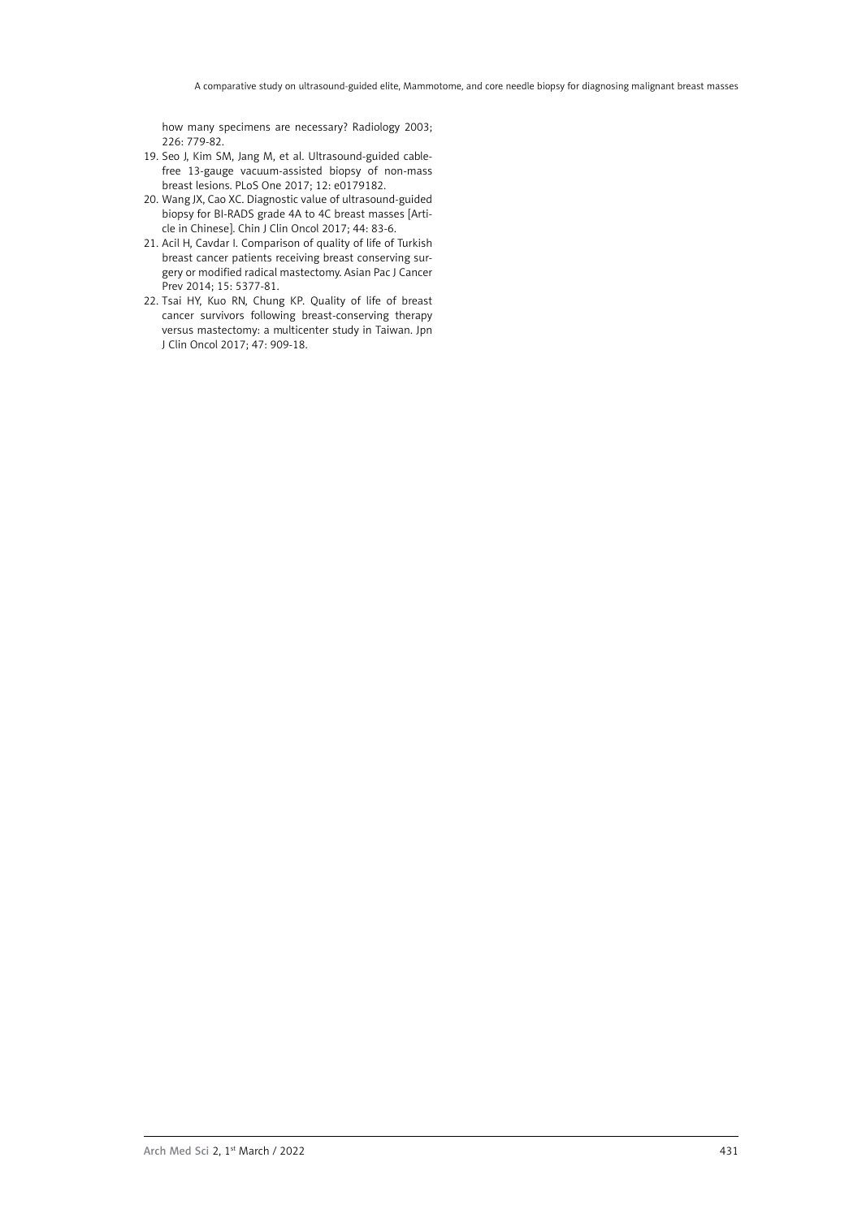how many specimens are necessary? Radiology 2003; 226: 779-82.

19. Seo J, Kim SM, Jang M, et al. Ultrasound-guided cable-free 13-gauge vacuum-assisted biopsy of non-mass breast lesions. PLoS One 2017; 12: e0179182.
20. Wang JX, Cao XC. Diagnostic value of ultrasound-guided biopsy for BI-RADS grade 4A to 4C breast masses [Article in Chinese]. Chin J Clin Oncol 2017; 44: 83-6.
21. Acil H, Cavdar I. Comparison of quality of life of Turkish breast cancer patients receiving breast conserving surgery or modified radical mastectomy. Asian Pac J Cancer Prev 2014; 15: 5377-81.
22. Tsai HY, Kuo RN, Chung KP. Quality of life of breast cancer survivors following breast-conserving therapy versus mastectomy: a multicenter study in Taiwan. Jpn J Clin Oncol 2017; 47: 909-18.